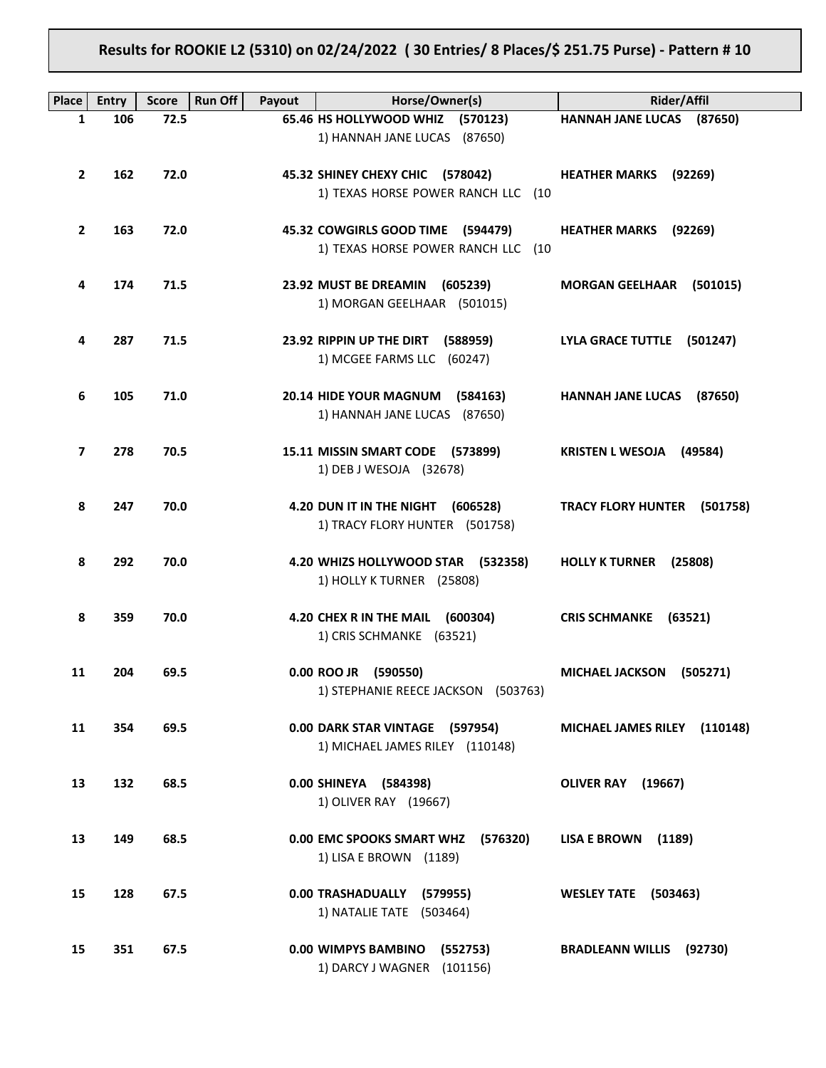**Results for ROOKIE L2 (5310) on 02/24/2022 ( 30 Entries/ 8 Places/$ 251.75 Purse) - Pattern # 10**

| Place | Entry | Score | Run Off | Payout | Horse/Owner(s) | Rider/Affil |
|---|---|---|---|---|---|---|
| 1 | 106 | 72.5 | | 65.46 | **HS HOLLYWOOD WHIZ (570123)**<br>1) HANNAH JANE LUCAS (87650) | **HANNAH JANE LUCAS (87650)** |
| 2 | 162 | 72.0 | | 45.32 | **SHINEY CHEXY CHIC (578042)**<br>1) TEXAS HORSE POWER RANCH LLC (10 | **HEATHER MARKS (92269)** |
| 2 | 163 | 72.0 | | 45.32 | **COWGIRLS GOOD TIME (594479)**<br>1) TEXAS HORSE POWER RANCH LLC (10 | **HEATHER MARKS (92269)** |
| 4 | 174 | 71.5 | | 23.92 | **MUST BE DREAMIN (605239)**<br>1) MORGAN GEELHAAR (501015) | **MORGAN GEELHAAR (501015)** |
| 4 | 287 | 71.5 | | 23.92 | **RIPPIN UP THE DIRT (588959)**<br>1) MCGEE FARMS LLC (60247) | **LYLA GRACE TUTTLE (501247)** |
| 6 | 105 | 71.0 | | 20.14 | **HIDE YOUR MAGNUM (584163)**<br>1) HANNAH JANE LUCAS (87650) | **HANNAH JANE LUCAS (87650)** |
| 7 | 278 | 70.5 | | 15.11 | **MISSIN SMART CODE (573899)**<br>1) DEB J WESOJA (32678) | **KRISTEN L WESOJA (49584)** |
| 8 | 247 | 70.0 | | 4.20 | **DUN IT IN THE NIGHT (606528)**<br>1) TRACY FLORY HUNTER (501758) | **TRACY FLORY HUNTER (501758)** |
| 8 | 292 | 70.0 | | 4.20 | **WHIZS HOLLYWOOD STAR (532358)**<br>1) HOLLY K TURNER (25808) | **HOLLY K TURNER (25808)** |
| 8 | 359 | 70.0 | | 4.20 | **CHEX R IN THE MAIL (600304)**<br>1) CRIS SCHMANKE (63521) | **CRIS SCHMANKE (63521)** |
| 11 | 204 | 69.5 | | 0.00 | **ROO JR (590550)**<br>1) STEPHANIE REECE JACKSON (503763) | **MICHAEL JACKSON (505271)** |
| 11 | 354 | 69.5 | | 0.00 | **DARK STAR VINTAGE (597954)**<br>1) MICHAEL JAMES RILEY (110148) | **MICHAEL JAMES RILEY (110148)** |
| 13 | 132 | 68.5 | | 0.00 | **SHINEYA (584398)**<br>1) OLIVER RAY (19667) | **OLIVER RAY (19667)** |
| 13 | 149 | 68.5 | | 0.00 | **EMC SPOOKS SMART WHZ (576320)**<br>1) LISA E BROWN (1189) | **LISA E BROWN (1189)** |
| 15 | 128 | 67.5 | | 0.00 | **TRASHADUALLY (579955)**<br>1) NATALIE TATE (503464) | **WESLEY TATE (503463)** |
| 15 | 351 | 67.5 | | 0.00 | **WIMPYS BAMBINO (552753)**<br>1) DARCY J WAGNER (101156) | **BRADLEANN WILLIS (92730)** |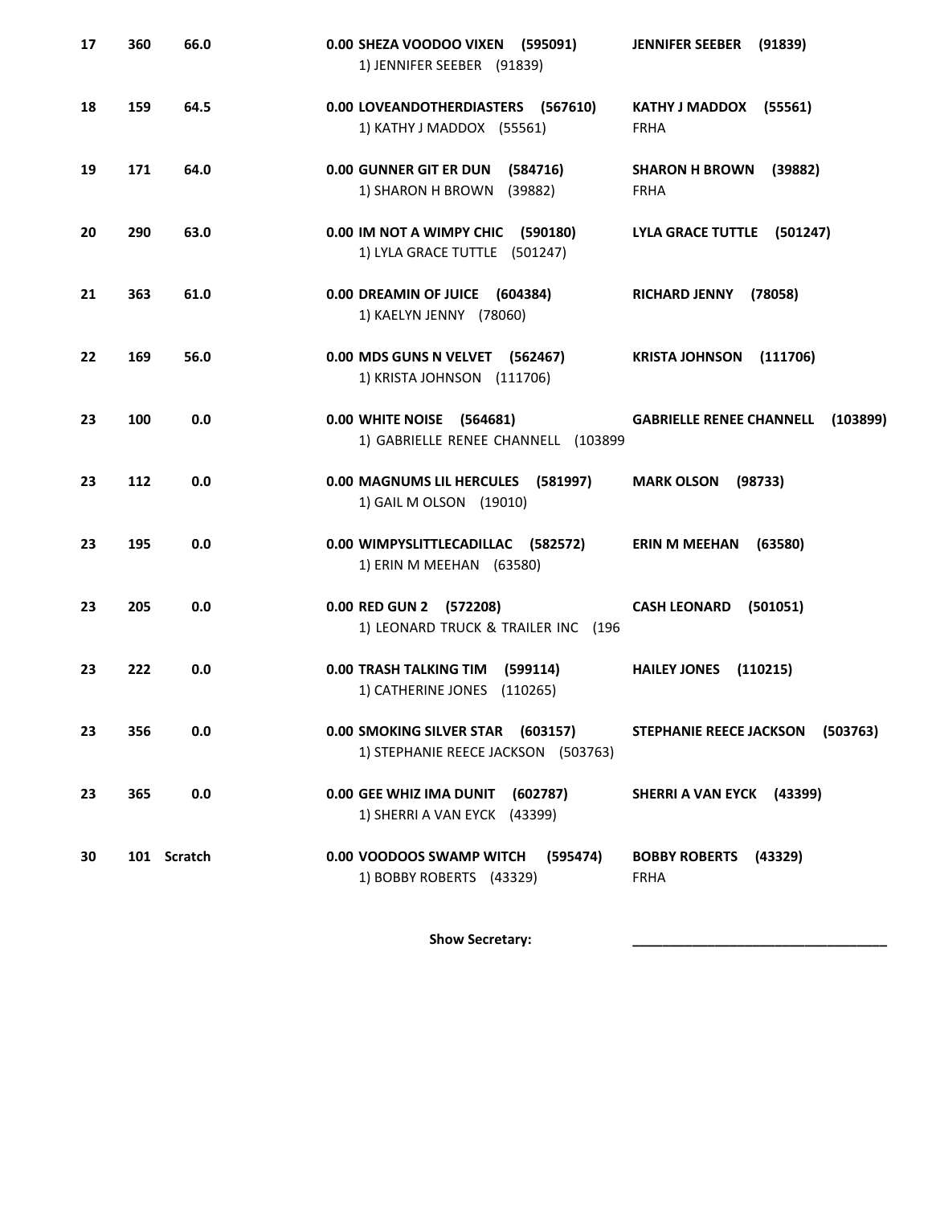| | | | | |
|---|---|---|---|---|
| **17** | **360** | **66.0** | **0.00 SHEZA VOODOO VIXEN (595091)**<br>1) JENNIFER SEEBER (91839) | **JENNIFER SEEBER (91839)** |
| **18** | **159** | **64.5** | **0.00 LOVEANDOTHERDIASTERS (567610)**<br>1) KATHY J MADDOX (55561) | **KATHY J MADDOX (55561)**<br>FRHA |
| **19** | **171** | **64.0** | **0.00 GUNNER GIT ER DUN (584716)**<br>1) SHARON H BROWN (39882) | **SHARON H BROWN (39882)**<br>FRHA |
| **20** | **290** | **63.0** | **0.00 IM NOT A WIMPY CHIC (590180)**<br>1) LYLA GRACE TUTTLE (501247) | **LYLA GRACE TUTTLE (501247)** |
| **21** | **363** | **61.0** | **0.00 DREAMIN OF JUICE (604384)**<br>1) KAELYN JENNY (78060) | **RICHARD JENNY (78058)** |
| **22** | **169** | **56.0** | **0.00 MDS GUNS N VELVET (562467)**<br>1) KRISTA JOHNSON (111706) | **KRISTA JOHNSON (111706)** |
| **23** | **100** | **0.0** | **0.00 WHITE NOISE (564681)**<br>1) GABRIELLE RENEE CHANNELL (103899 | **GABRIELLE RENEE CHANNELL (103899)** |
| **23** | **112** | **0.0** | **0.00 MAGNUMS LIL HERCULES (581997)**<br>1) GAIL M OLSON (19010) | **MARK OLSON (98733)** |
| **23** | **195** | **0.0** | **0.00 WIMPYSLITTLECADILLAC (582572)**<br>1) ERIN M MEEHAN (63580) | **ERIN M MEEHAN (63580)** |
| **23** | **205** | **0.0** | **0.00 RED GUN 2 (572208)**<br>1) LEONARD TRUCK & TRAILER INC (196 | **CASH LEONARD (501051)** |
| **23** | **222** | **0.0** | **0.00 TRASH TALKING TIM (599114)**<br>1) CATHERINE JONES (110265) | **HAILEY JONES (110215)** |
| **23** | **356** | **0.0** | **0.00 SMOKING SILVER STAR (603157)**<br>1) STEPHANIE REECE JACKSON (503763) | **STEPHANIE REECE JACKSON (503763)** |
| **23** | **365** | **0.0** | **0.00 GEE WHIZ IMA DUNIT (602787)**<br>1) SHERRI A VAN EYCK (43399) | **SHERRI A VAN EYCK (43399)** |
| **30** | **101** | **Scratch** | **0.00 VOODOOS SWAMP WITCH (595474)**<br>1) BOBBY ROBERTS (43329) | **BOBBY ROBERTS (43329)**<br>FRHA |

**Show Secretary:** ___________________________________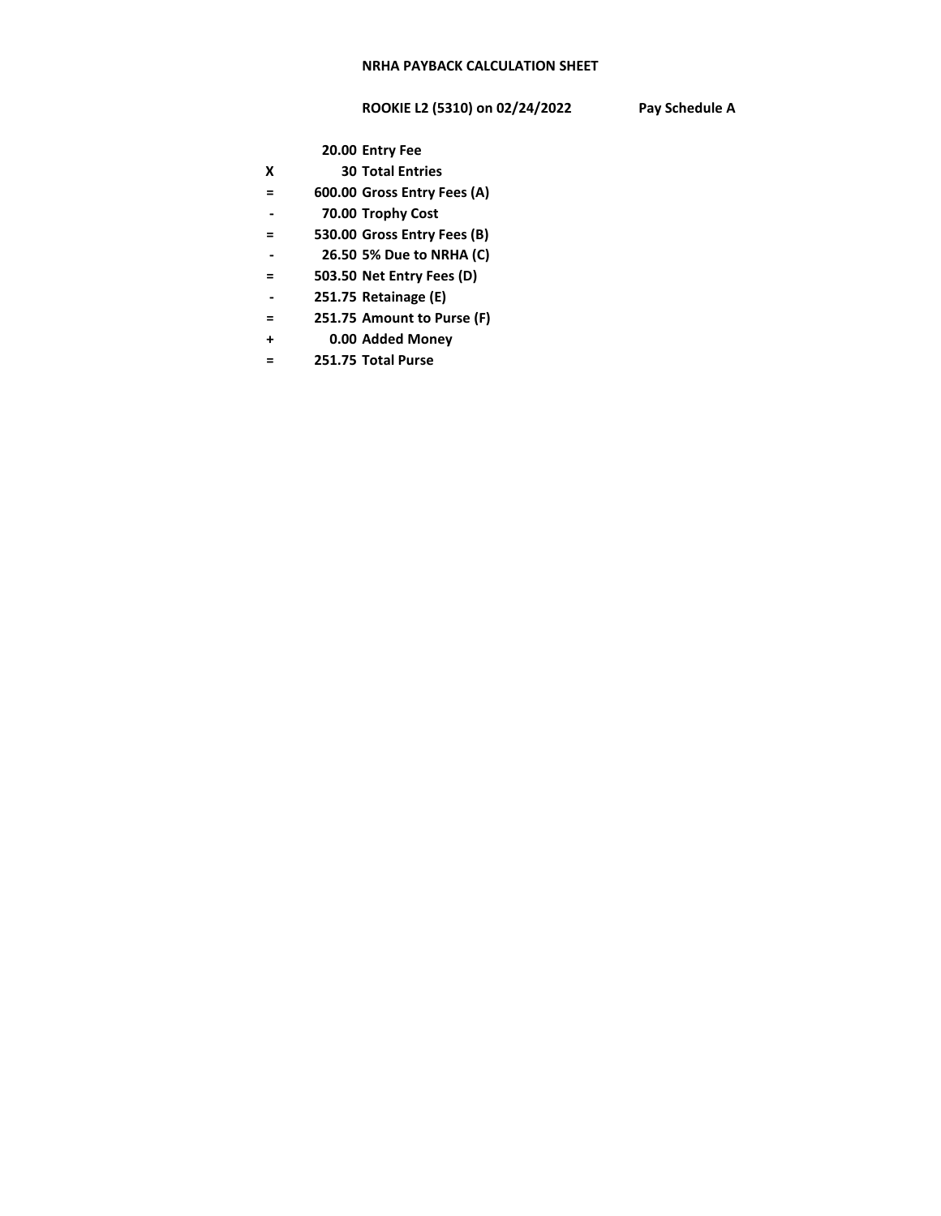**NRHA PAYBACK CALCULATION SHEET**

**ROOKIE L2 (5310) on 02/24/2022** **Pay Schedule A**

| | | |
|---|---|---|
| | 20.00 | Entry Fee |
| X | 30 | Total Entries |
| = | 600.00 | Gross Entry Fees (A) |
| - | 70.00 | Trophy Cost |
| = | 530.00 | Gross Entry Fees (B) |
| - | 26.50 | 5% Due to NRHA (C) |
| = | 503.50 | Net Entry Fees (D) |
| - | 251.75 | Retainage (E) |
| = | 251.75 | Amount to Purse (F) |
| + | 0.00 | Added Money |
| = | 251.75 | Total Purse |